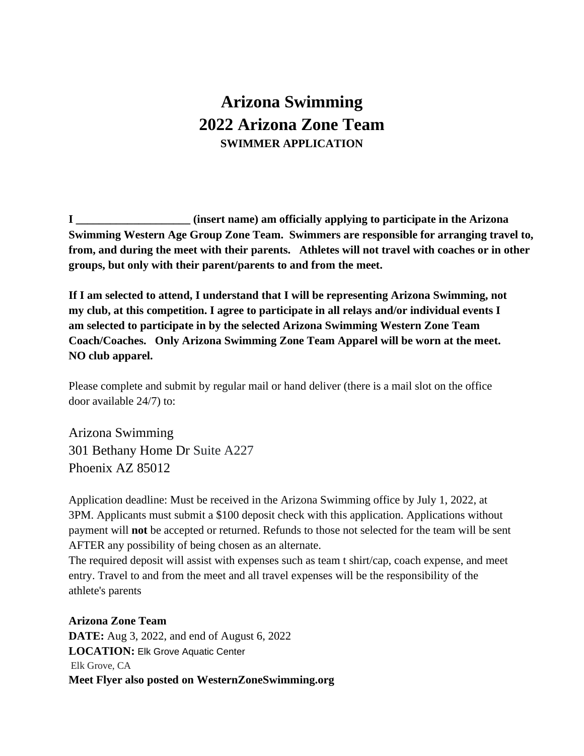# Arizona Swimming
# 2022 Arizona Zone Team
### SWIMMER APPLICATION

**I ____________________ (insert name) am officially applying to participate in the Arizona Swimming Western Age Group Zone Team. Swimmers are responsible for arranging travel to, from, and during the meet with their parents. Athletes will not travel with coaches or in other groups, but only with their parent/parents to and from the meet.**

**If I am selected to attend, I understand that I will be representing Arizona Swimming, not my club, at this competition. I agree to participate in all relays and/or individual events I am selected to participate in by the selected Arizona Swimming Western Zone Team Coach/Coaches. Only Arizona Swimming Zone Team Apparel will be worn at the meet. NO club apparel.**

Please complete and submit by regular mail or hand deliver (there is a mail slot on the office door available 24/7) to:

Arizona Swimming
301 Bethany Home Dr Suite A227
Phoenix AZ 85012

Application deadline: Must be received in the Arizona Swimming office by July 1, 2022, at 3PM. Applicants must submit a $100 deposit check with this application. Applications without payment will **not** be accepted or returned. Refunds to those not selected for the team will be sent AFTER any possibility of being chosen as an alternate.
The required deposit will assist with expenses such as team t shirt/cap, coach expense, and meet entry. Travel to and from the meet and all travel expenses will be the responsibility of the athlete's parents

**Arizona Zone Team**
**DATE:** Aug 3, 2022, and end of August 6, 2022
**LOCATION:** Elk Grove Aquatic Center
Elk Grove, CA
**Meet Flyer also posted on WesternZoneSwimming.org**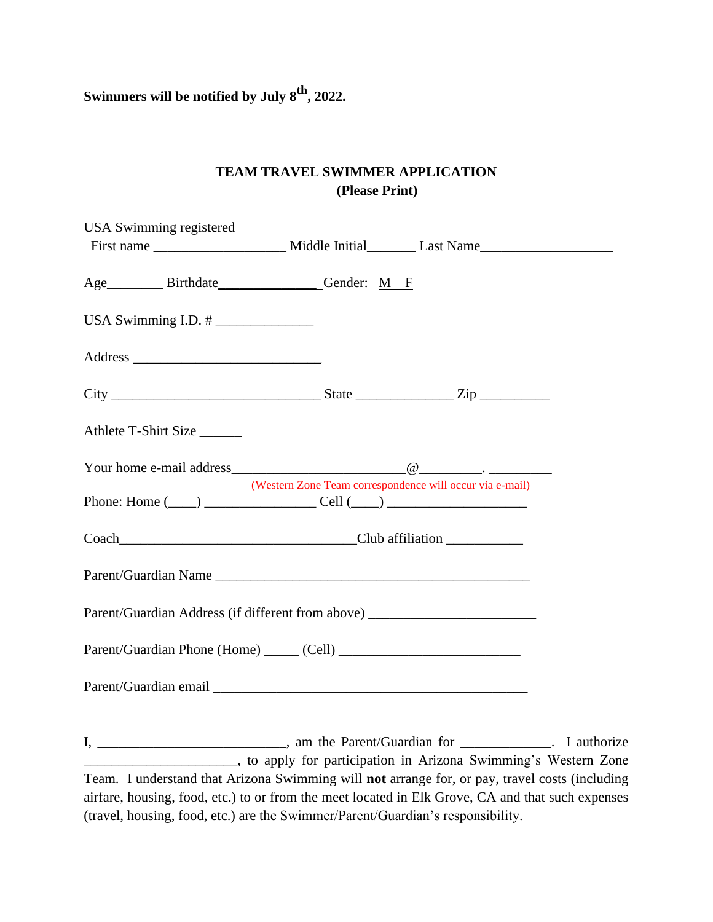**Swimmers will be notified by July 8th, 2022.**

## TEAM TRAVEL SWIMMER APPLICATION
### (Please Print)

USA Swimming registered
First name ___________________ Middle Initial_______ Last Name___________________

Age________ Birthdate_______________ Gender: M F

USA Swimming I.D. # ______________

Address ___________________________

City ______________________________ State ______________ Zip __________

Athlete T-Shirt Size ______

Your home e-mail address_________________________@_________. _________
(Western Zone Team correspondence will occur via e-mail)

Phone: Home (____) ________________ Cell (____) ____________________

Coach___________________________________Club affiliation ___________

Parent/Guardian Name _____________________________________________

Parent/Guardian Address (if different from above) ________________________

Parent/Guardian Phone (Home) _____ (Cell) __________________________

Parent/Guardian email _____________________________________________

I, ___________________________, am the Parent/Guardian for _____________. I authorize ______________________, to apply for participation in Arizona Swimming's Western Zone Team. I understand that Arizona Swimming will **not** arrange for, or pay, travel costs (including airfare, housing, food, etc.) to or from the meet located in Elk Grove, CA and that such expenses (travel, housing, food, etc.) are the Swimmer/Parent/Guardian's responsibility.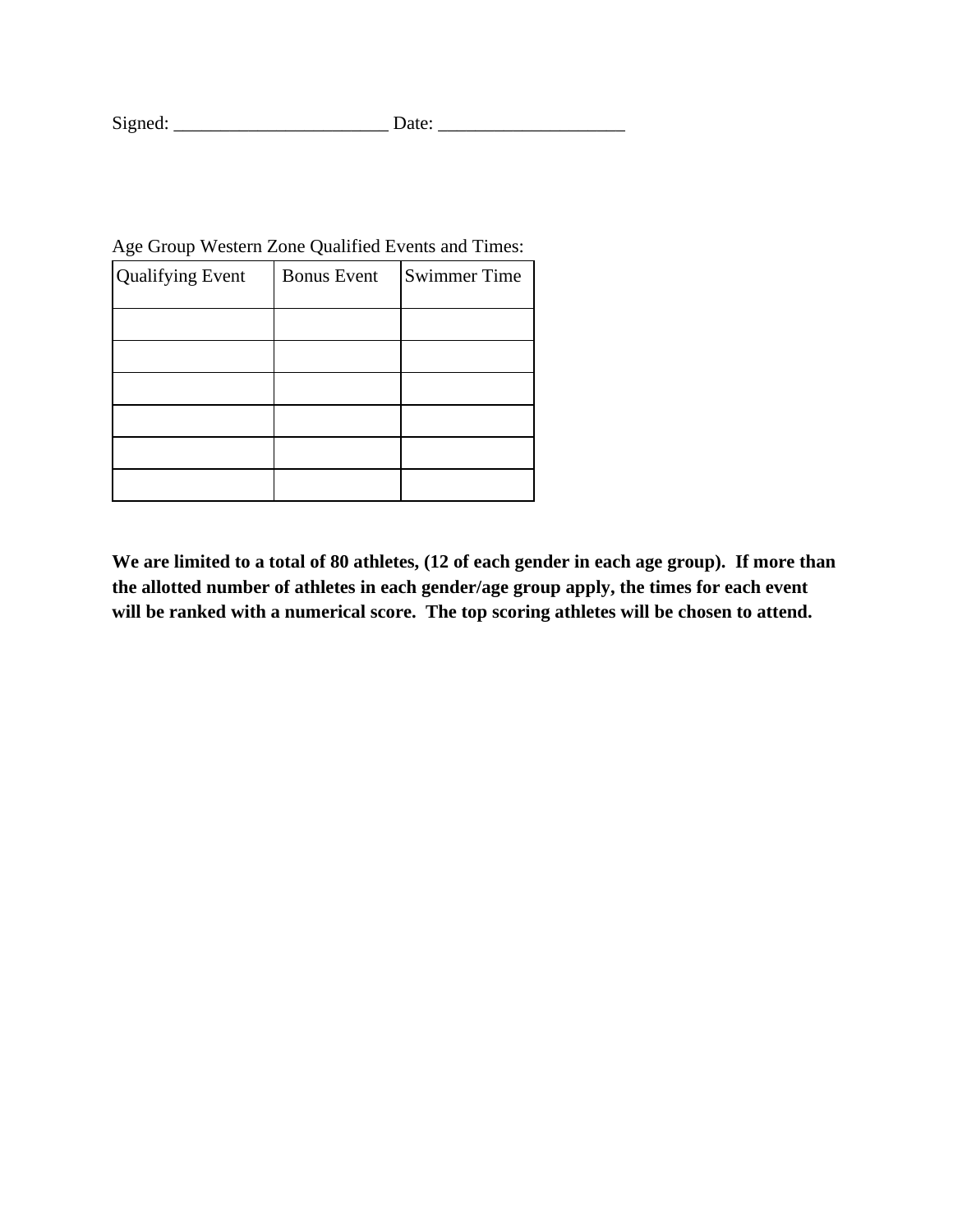Signed: _______________________ Date: ____________________

Age Group Western Zone Qualified Events and Times:

| Qualifying Event | Bonus Event | Swimmer Time |
|---|---|---|
| | | |
| | | |
| | | |
| | | |
| | | |
| | | |

**We are limited to a total of 80 athletes, (12 of each gender in each age group). If more than the allotted number of athletes in each gender/age group apply, the times for each event will be ranked with a numerical score. The top scoring athletes will be chosen to attend.**